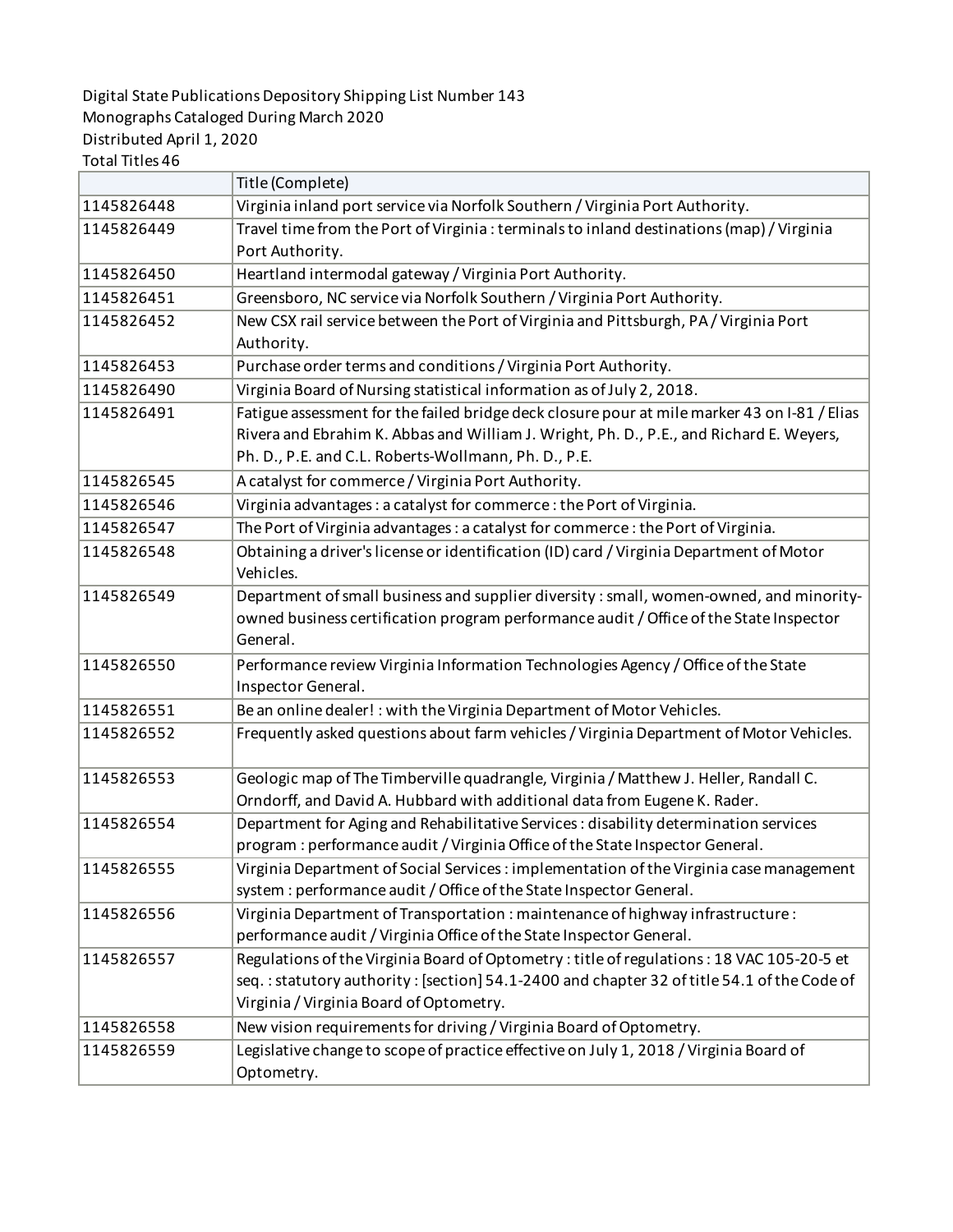Digital State Publications Depository Shipping List Number 143
Monographs Cataloged During March 2020
Distributed April 1, 2020
Total Titles 46

| | Title (Complete) |
|---|---|
| 1145826448 | Virginia inland port service via Norfolk Southern / Virginia Port Authority. |
| 1145826449 | Travel time from the Port of Virginia : terminals to inland destinations (map) / Virginia Port Authority. |
| 1145826450 | Heartland intermodal gateway / Virginia Port Authority. |
| 1145826451 | Greensboro, NC service via Norfolk Southern / Virginia Port Authority. |
| 1145826452 | New CSX rail service between the Port of Virginia and Pittsburgh, PA / Virginia Port Authority. |
| 1145826453 | Purchase order terms and conditions / Virginia Port Authority. |
| 1145826490 | Virginia Board of Nursing statistical information as of July 2, 2018. |
| 1145826491 | Fatigue assessment for the failed bridge deck closure pour at mile marker 43 on I-81 / Elias Rivera and Ebrahim K. Abbas and William J. Wright, Ph. D., P.E., and Richard E. Weyers, Ph. D., P.E. and C.L. Roberts-Wollmann, Ph. D., P.E. |
| 1145826545 | A catalyst for commerce / Virginia Port Authority. |
| 1145826546 | Virginia advantages : a catalyst for commerce : the Port of Virginia. |
| 1145826547 | The Port of Virginia advantages : a catalyst for commerce : the Port of Virginia. |
| 1145826548 | Obtaining a driver's license or identification (ID) card / Virginia Department of Motor Vehicles. |
| 1145826549 | Department of small business and supplier diversity : small, women-owned, and minority-owned business certification program performance audit / Office of the State Inspector General. |
| 1145826550 | Performance review Virginia Information Technologies Agency / Office of the State Inspector General. |
| 1145826551 | Be an online dealer! : with the Virginia Department of Motor Vehicles. |
| 1145826552 | Frequently asked questions about farm vehicles / Virginia Department of Motor Vehicles. |
| 1145826553 | Geologic map of The Timberville quadrangle, Virginia / Matthew J. Heller, Randall C. Orndorff, and David A. Hubbard with additional data from Eugene K. Rader. |
| 1145826554 | Department for Aging and Rehabilitative Services : disability determination services program : performance audit / Virginia Office of the State Inspector General. |
| 1145826555 | Virginia Department of Social Services : implementation of the Virginia case management system : performance audit / Office of the State Inspector General. |
| 1145826556 | Virginia Department of Transportation : maintenance of highway infrastructure : performance audit / Virginia Office of the State Inspector General. |
| 1145826557 | Regulations of the Virginia Board of Optometry : title of regulations : 18 VAC 105-20-5 et seq. : statutory authority : [section] 54.1-2400 and chapter 32 of title 54.1 of the Code of Virginia / Virginia Board of Optometry. |
| 1145826558 | New vision requirements for driving / Virginia Board of Optometry. |
| 1145826559 | Legislative change to scope of practice effective on July 1, 2018 / Virginia Board of Optometry. |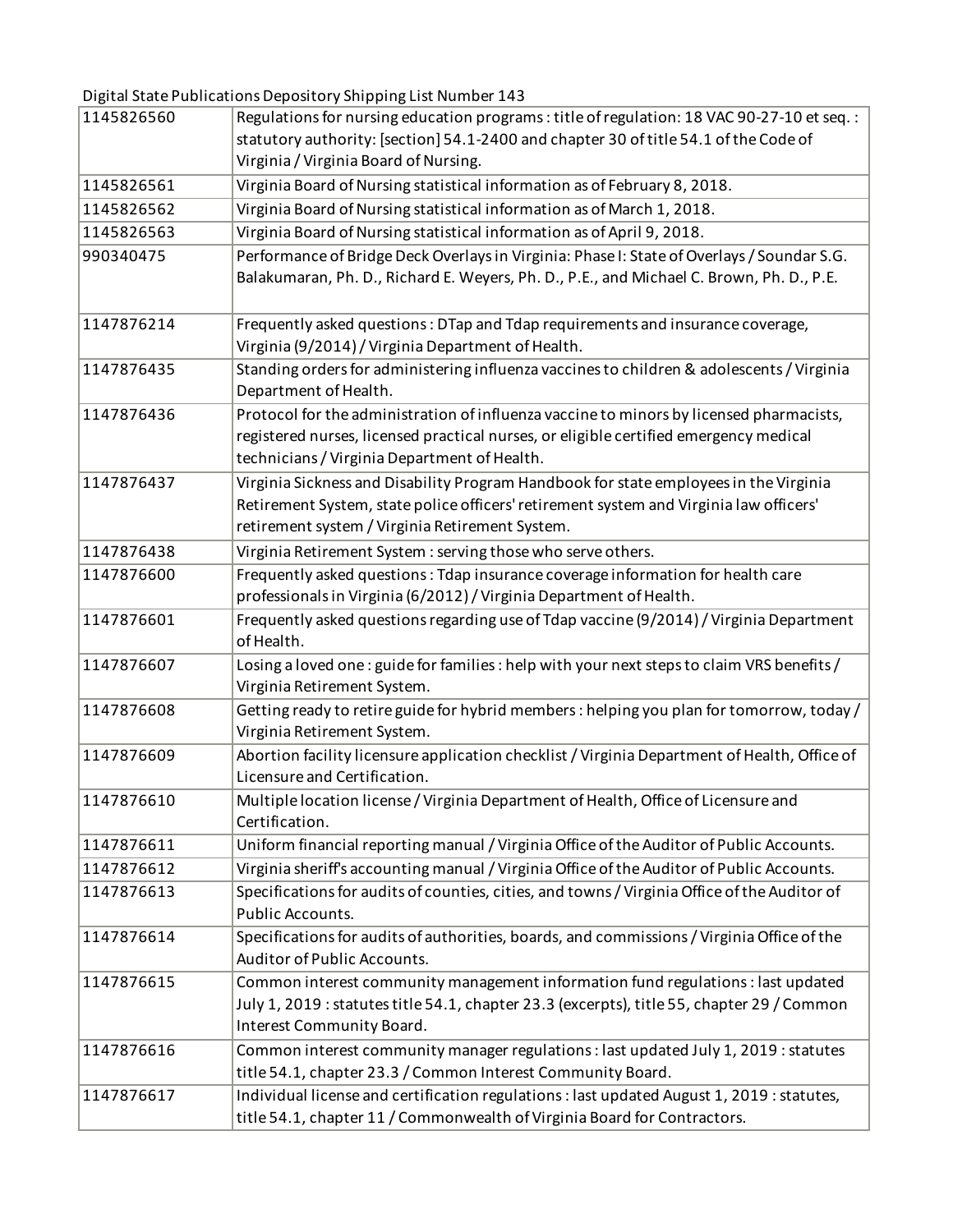Digital State Publications Depository Shipping List Number 143

| | |
|---|---|
| 1145826560 | Regulations for nursing education programs : title of regulation: 18 VAC 90-27-10 et seq. : statutory authority: [section] 54.1-2400 and chapter 30 of title 54.1 of the Code of Virginia / Virginia Board of Nursing. |
| 1145826561 | Virginia Board of Nursing statistical information as of February 8, 2018. |
| 1145826562 | Virginia Board of Nursing statistical information as of March 1, 2018. |
| 1145826563 | Virginia Board of Nursing statistical information as of April 9, 2018. |
| 990340475 | Performance of Bridge Deck Overlays in Virginia: Phase I: State of Overlays / Soundar S.G. Balakumaran, Ph. D., Richard E. Weyers, Ph. D., P.E., and Michael C. Brown, Ph. D., P.E. |
| 1147876214 | Frequently asked questions : DTap and Tdap requirements and insurance coverage, Virginia (9/2014) / Virginia Department of Health. |
| 1147876435 | Standing orders for administering influenza vaccines to children & adolescents / Virginia Department of Health. |
| 1147876436 | Protocol for the administration of influenza vaccine to minors by licensed pharmacists, registered nurses, licensed practical nurses, or eligible certified emergency medical technicians / Virginia Department of Health. |
| 1147876437 | Virginia Sickness and Disability Program Handbook for state employees in the Virginia Retirement System, state police officers' retirement system and Virginia law officers' retirement system / Virginia Retirement System. |
| 1147876438 | Virginia Retirement System : serving those who serve others. |
| 1147876600 | Frequently asked questions : Tdap insurance coverage information for health care professionals in Virginia (6/2012) / Virginia Department of Health. |
| 1147876601 | Frequently asked questions regarding use of Tdap vaccine (9/2014) / Virginia Department of Health. |
| 1147876607 | Losing a loved one : guide for families : help with your next steps to claim VRS benefits / Virginia Retirement System. |
| 1147876608 | Getting ready to retire guide for hybrid members : helping you plan for tomorrow, today / Virginia Retirement System. |
| 1147876609 | Abortion facility licensure application checklist / Virginia Department of Health, Office of Licensure and Certification. |
| 1147876610 | Multiple location license / Virginia Department of Health, Office of Licensure and Certification. |
| 1147876611 | Uniform financial reporting manual / Virginia Office of the Auditor of Public Accounts. |
| 1147876612 | Virginia sheriff's accounting manual / Virginia Office of the Auditor of Public Accounts. |
| 1147876613 | Specifications for audits of counties, cities, and towns / Virginia Office of the Auditor of Public Accounts. |
| 1147876614 | Specifications for audits of authorities, boards, and commissions / Virginia Office of the Auditor of Public Accounts. |
| 1147876615 | Common interest community management information fund regulations : last updated July 1, 2019 : statutes title 54.1, chapter 23.3 (excerpts), title 55, chapter 29 / Common Interest Community Board. |
| 1147876616 | Common interest community manager regulations : last updated July 1, 2019 : statutes title 54.1, chapter 23.3 / Common Interest Community Board. |
| 1147876617 | Individual license and certification regulations : last updated August 1, 2019 : statutes, title 54.1, chapter 11 / Commonwealth of Virginia Board for Contractors. |